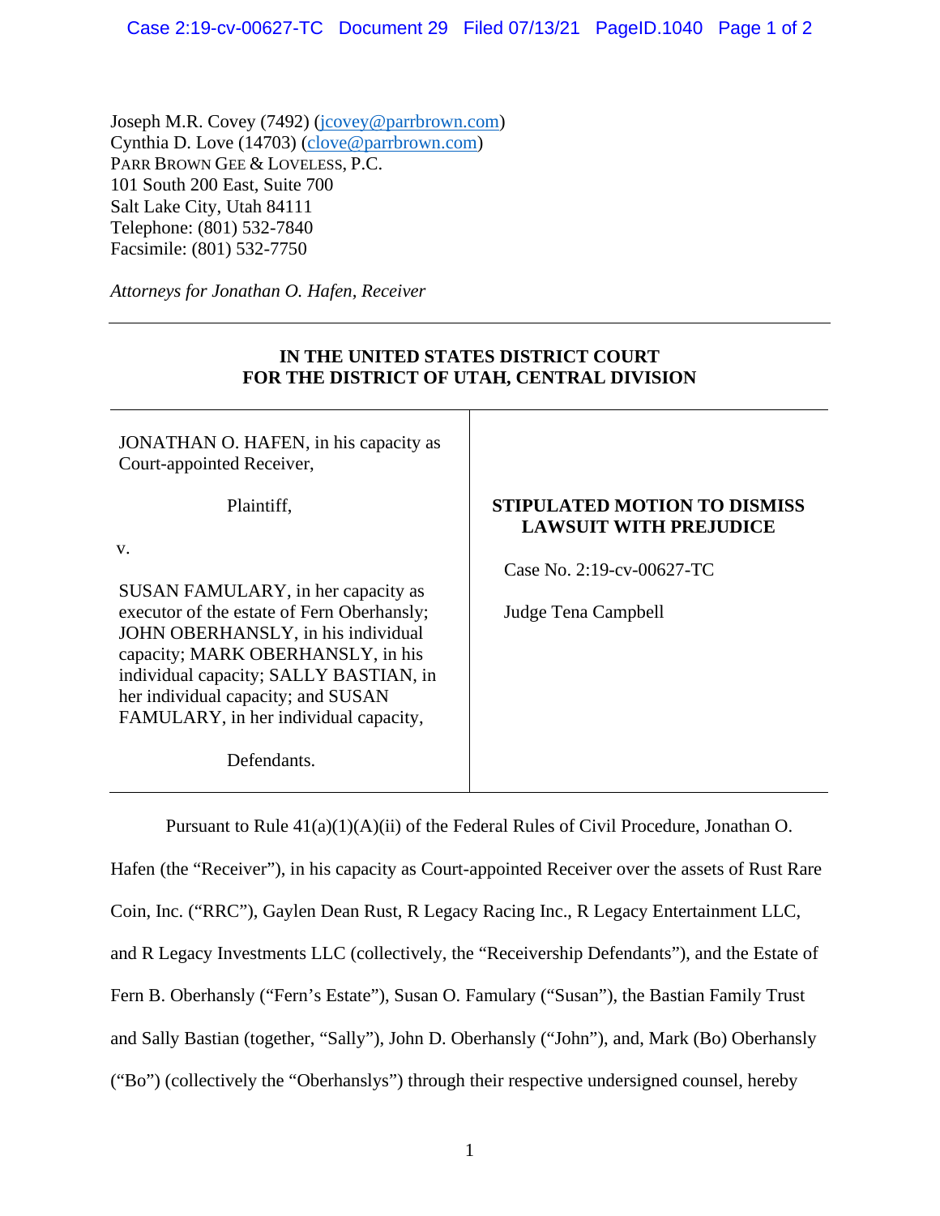Joseph M.R. Covey (7492) (jcovey@parrbrown.com)
Cynthia D. Love (14703) (clove@parrbrown.com)
PARR BROWN GEE & LOVELESS, P.C.
101 South 200 East, Suite 700
Salt Lake City, Utah 84111
Telephone: (801) 532-7840
Facsimile: (801) 532-7750

*Attorneys for Jonathan O. Hafen, Receiver*

---

**IN THE UNITED STATES DISTRICT COURT**
**FOR THE DISTRICT OF UTAH, CENTRAL DIVISION**

| | |
|---|---|
| JONATHAN O. HAFEN, in his capacity as Court-appointed Receiver,<br><br>Plaintiff,<br><br>v.<br><br>SUSAN FAMULARY, in her capacity as executor of the estate of Fern Oberhansly; JOHN OBERHANSLY, in his individual capacity; MARK OBERHANSLY, in his individual capacity; SALLY BASTIAN, in her individual capacity; and SUSAN FAMULARY, in her individual capacity,<br><br>Defendants. | **STIPULATED MOTION TO DISMISS LAWSUIT WITH PREJUDICE**<br><br>Case No. 2:19-cv-00627-TC<br><br>Judge Tena Campbell |

Pursuant to Rule 41(a)(1)(A)(ii) of the Federal Rules of Civil Procedure, Jonathan O. Hafen (the "Receiver"), in his capacity as Court-appointed Receiver over the assets of Rust Rare Coin, Inc. ("RRC"), Gaylen Dean Rust, R Legacy Racing Inc., R Legacy Entertainment LLC, and R Legacy Investments LLC (collectively, the "Receivership Defendants"), and the Estate of Fern B. Oberhansly ("Fern's Estate"), Susan O. Famulary ("Susan"), the Bastian Family Trust and Sally Bastian (together, "Sally"), John D. Oberhansly ("John"), and, Mark (Bo) Oberhansly ("Bo") (collectively the "Oberhanslys") through their respective undersigned counsel, hereby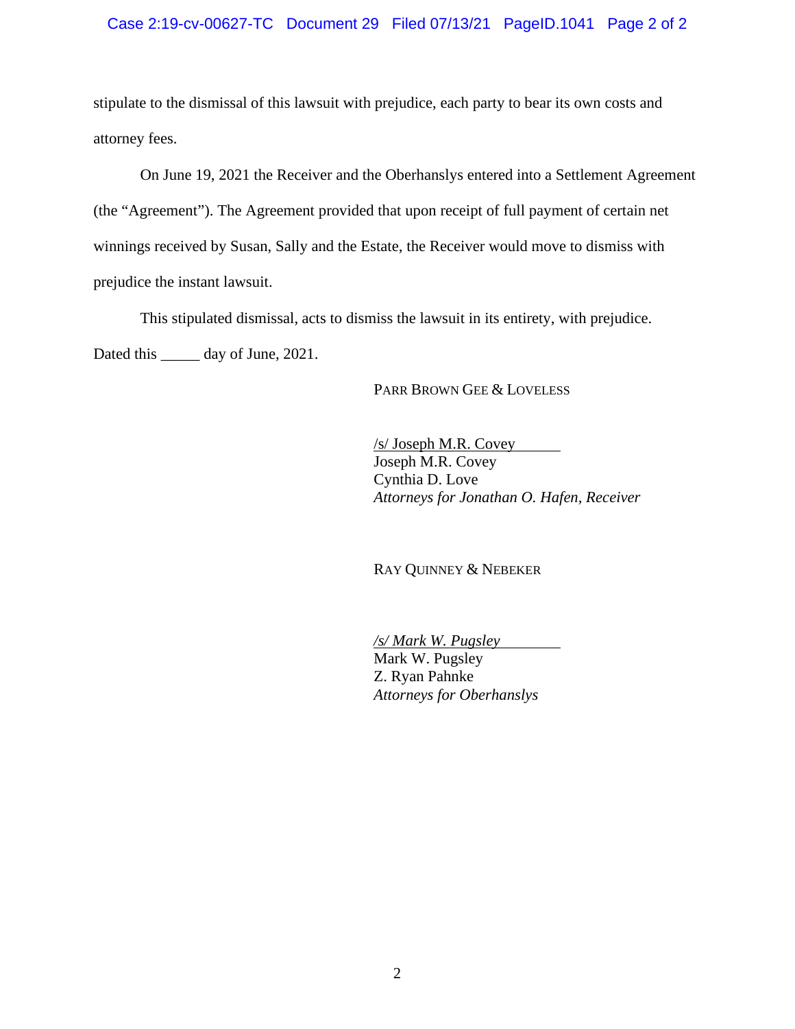stipulate to the dismissal of this lawsuit with prejudice, each party to bear its own costs and attorney fees.

On June 19, 2021 the Receiver and the Oberhanslys entered into a Settlement Agreement (the "Agreement"). The Agreement provided that upon receipt of full payment of certain net winnings received by Susan, Sally and the Estate, the Receiver would move to dismiss with prejudice the instant lawsuit.

This stipulated dismissal, acts to dismiss the lawsuit in its entirety, with prejudice.

Dated this _____ day of June, 2021.

PARR BROWN GEE & LOVELESS

/s/ Joseph M.R. Covey
Joseph M.R. Covey
Cynthia D. Love
*Attorneys for Jonathan O. Hafen, Receiver*

RAY QUINNEY & NEBEKER

*/s/ Mark W. Pugsley*
Mark W. Pugsley
Z. Ryan Pahnke
*Attorneys for Oberhanslys*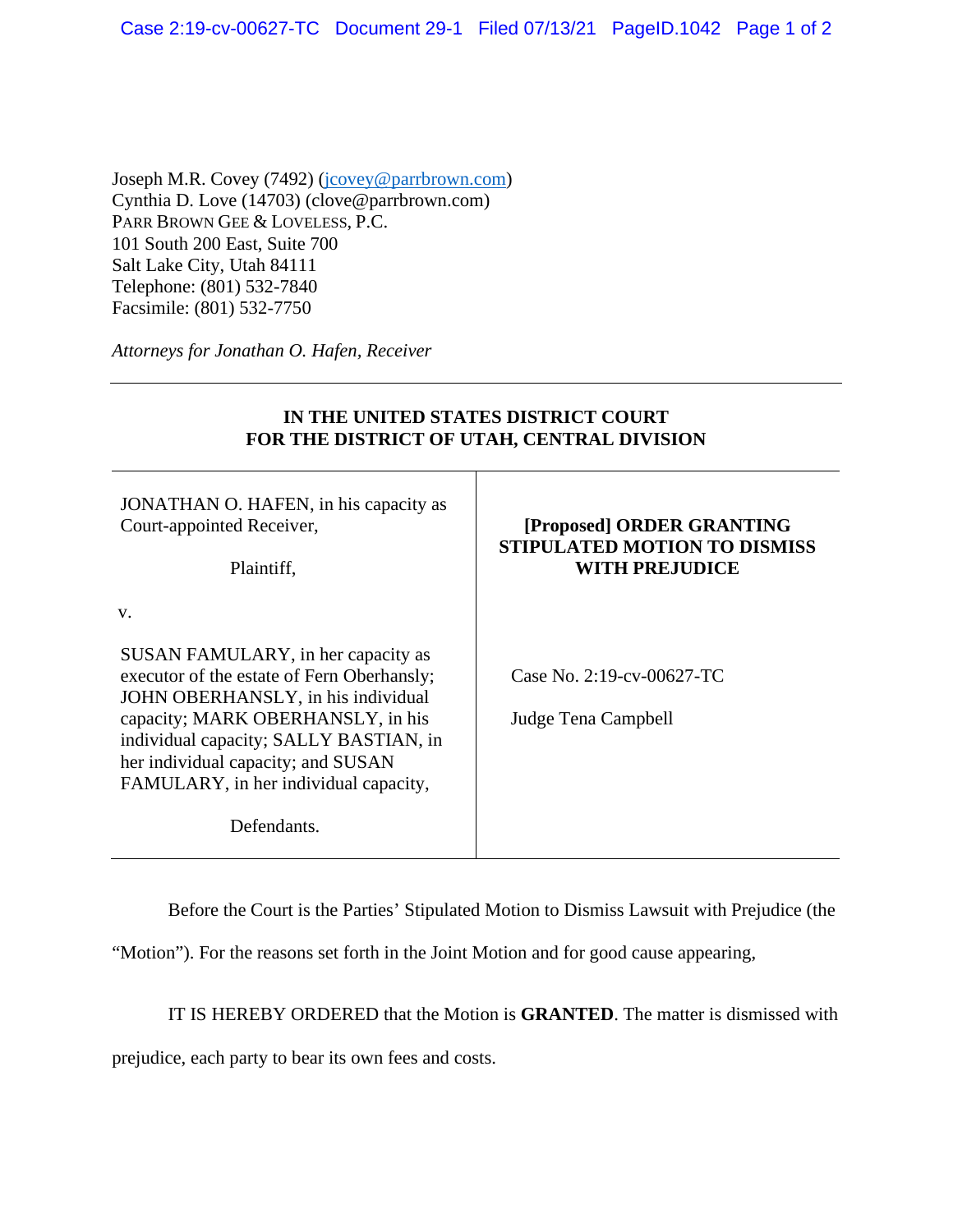Joseph M.R. Covey (7492) (jcovey@parrbrown.com)
Cynthia D. Love (14703) (clove@parrbrown.com)
PARR BROWN GEE & LOVELESS, P.C.
101 South 200 East, Suite 700
Salt Lake City, Utah 84111
Telephone: (801) 532-7840
Facsimile: (801) 532-7750

*Attorneys for Jonathan O. Hafen, Receiver*

---

**IN THE UNITED STATES DISTRICT COURT**
**FOR THE DISTRICT OF UTAH, CENTRAL DIVISION**

| | |
|---|---|
| JONATHAN O. HAFEN, in his capacity as Court-appointed Receiver,<br><br>Plaintiff,<br><br>v.<br><br>SUSAN FAMULARY, in her capacity as executor of the estate of Fern Oberhansly; JOHN OBERHANSLY, in his individual capacity; MARK OBERHANSLY, in his individual capacity; SALLY BASTIAN, in her individual capacity; and SUSAN FAMULARY, in her individual capacity,<br><br>Defendants. | **[Proposed] ORDER GRANTING STIPULATED MOTION TO DISMISS WITH PREJUDICE**<br><br>Case No. 2:19-cv-00627-TC<br><br>Judge Tena Campbell |

Before the Court is the Parties' Stipulated Motion to Dismiss Lawsuit with Prejudice (the "Motion"). For the reasons set forth in the Joint Motion and for good cause appearing,

IT IS HEREBY ORDERED that the Motion is **GRANTED**. The matter is dismissed with prejudice, each party to bear its own fees and costs.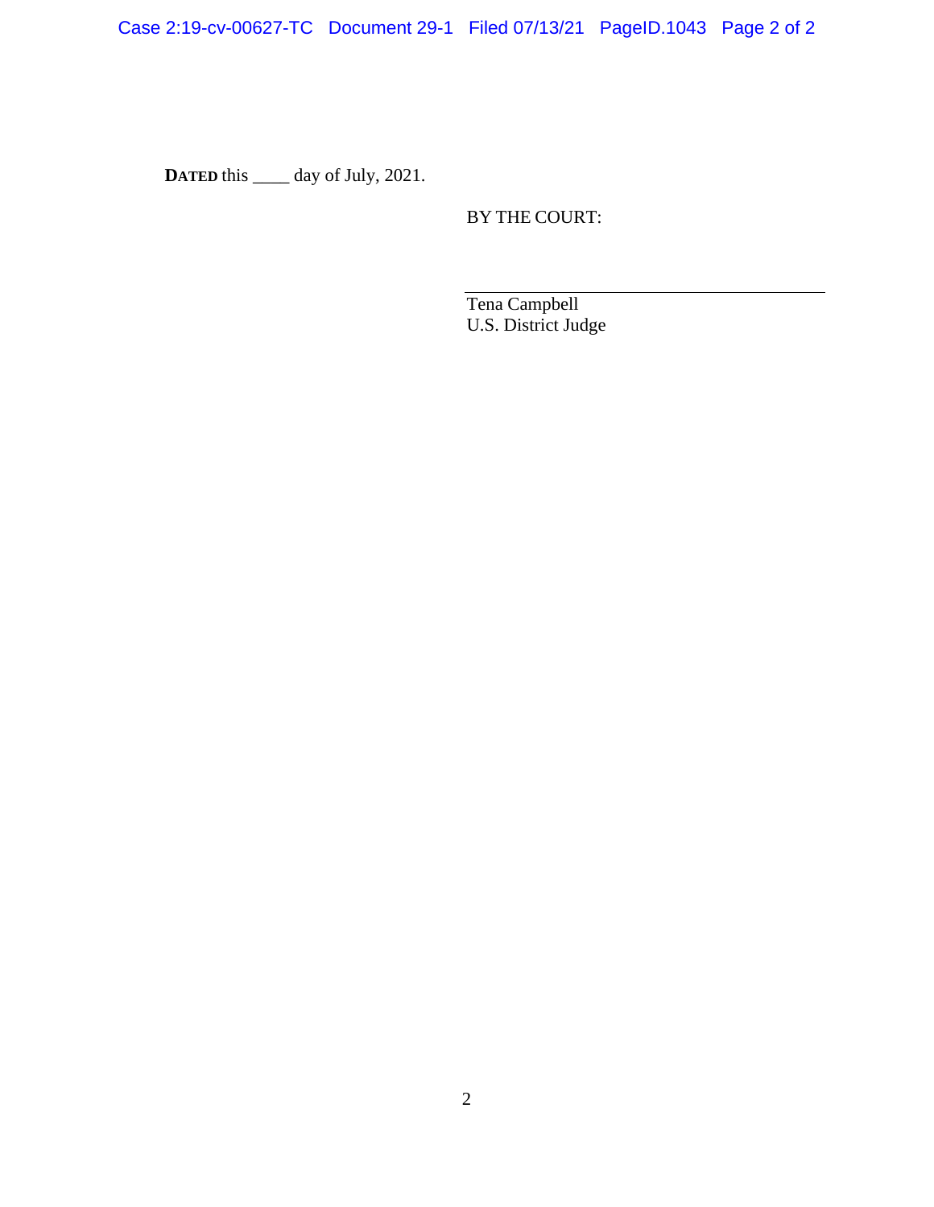**DATED** this ____ day of July, 2021.

BY THE COURT:

______________________________________

Tena Campbell
U.S. District Judge